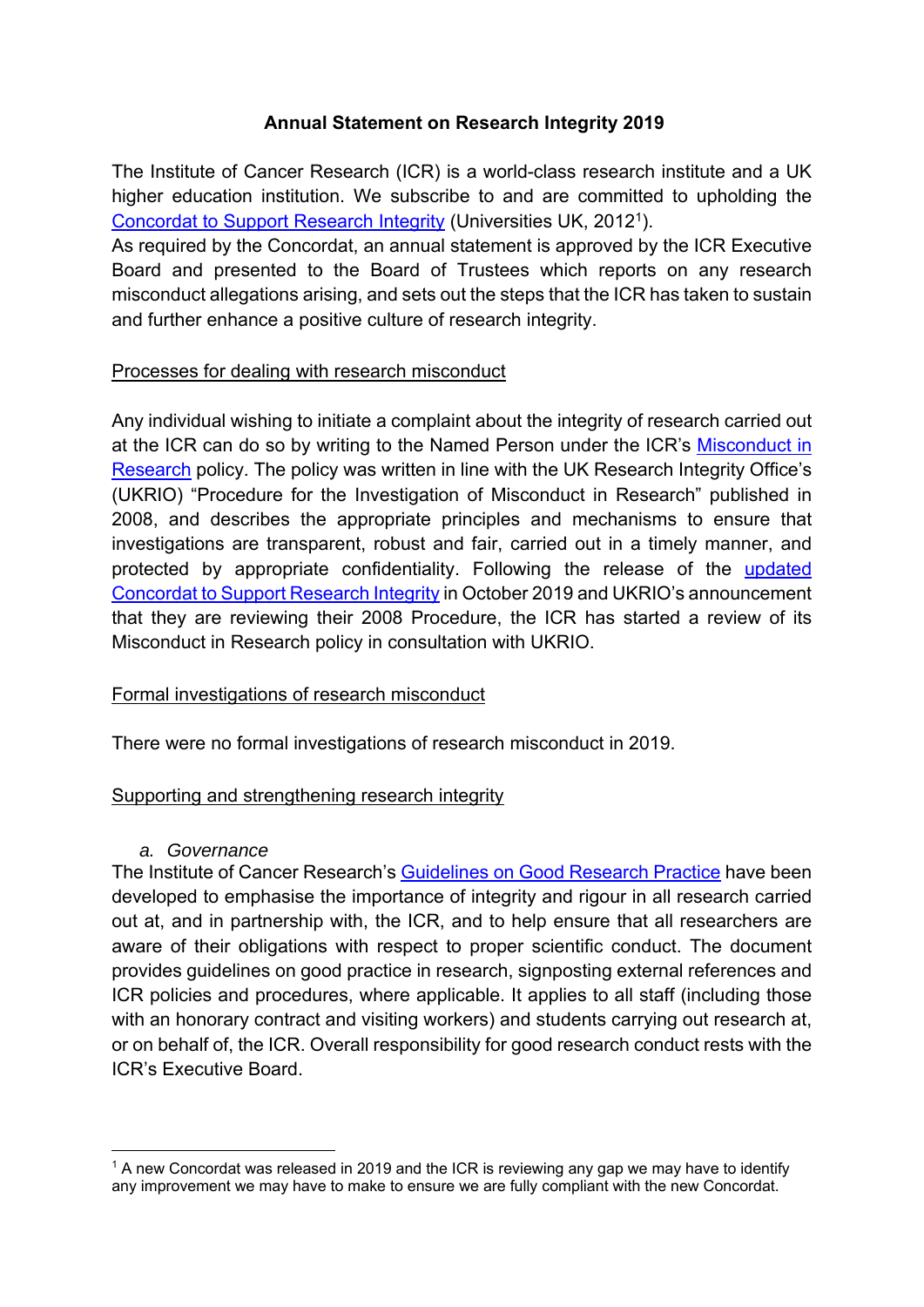# Annual Statement on Research Integrity 2019

The Institute of Cancer Research (ICR) is a world-class research institute and a UK higher education institution. We subscribe to and are committed to upholding the Concordat to Support Research Integrity (Universities UK, 2012[1]).

As required by the Concordat, an annual statement is approved by the ICR Executive Board and presented to the Board of Trustees which reports on any research misconduct allegations arising, and sets out the steps that the ICR has taken to sustain and further enhance a positive culture of research integrity.

## Processes for dealing with research misconduct

Any individual wishing to initiate a complaint about the integrity of research carried out at the ICR can do so by writing to the Named Person under the ICR's Misconduct in Research policy. The policy was written in line with the UK Research Integrity Office's (UKRIO) "Procedure for the Investigation of Misconduct in Research" published in 2008, and describes the appropriate principles and mechanisms to ensure that investigations are transparent, robust and fair, carried out in a timely manner, and protected by appropriate confidentiality. Following the release of the updated Concordat to Support Research Integrity in October 2019 and UKRIO's announcement that they are reviewing their 2008 Procedure, the ICR has started a review of its Misconduct in Research policy in consultation with UKRIO.

## Formal investigations of research misconduct

There were no formal investigations of research misconduct in 2019.

## Supporting and strengthening research integrity

### *a. Governance*

The Institute of Cancer Research's Guidelines on Good Research Practice have been developed to emphasise the importance of integrity and rigour in all research carried out at, and in partnership with, the ICR, and to help ensure that all researchers are aware of their obligations with respect to proper scientific conduct. The document provides guidelines on good practice in research, signposting external references and ICR policies and procedures, where applicable. It applies to all staff (including those with an honorary contract and visiting workers) and students carrying out research at, or on behalf of, the ICR. Overall responsibility for good research conduct rests with the ICR's Executive Board.

---

[1] A new Concordat was released in 2019 and the ICR is reviewing any gap we may have to identify any improvement we may have to make to ensure we are fully compliant with the new Concordat.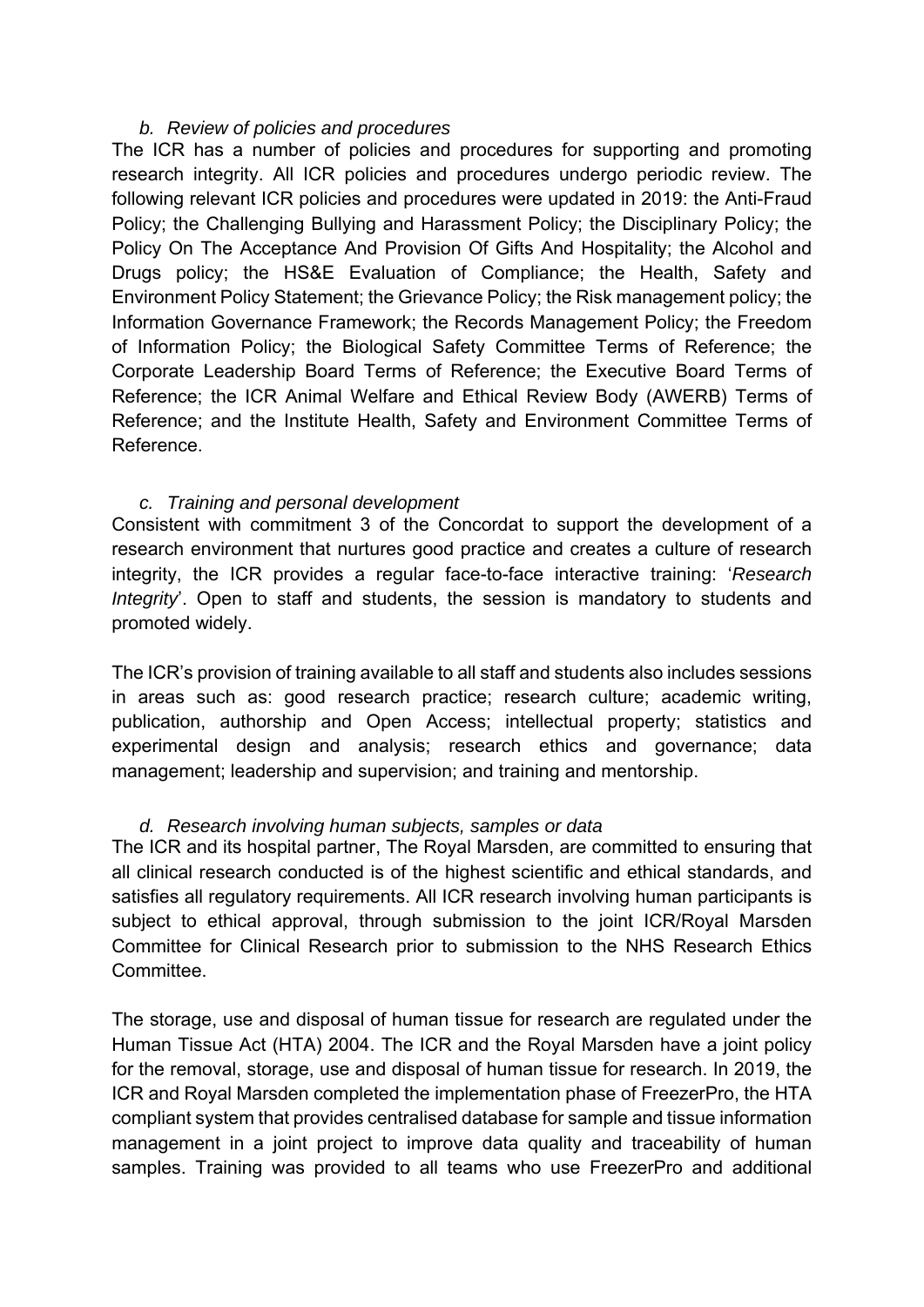### b. Review of policies and procedures

The ICR has a number of policies and procedures for supporting and promoting research integrity. All ICR policies and procedures undergo periodic review. The following relevant ICR policies and procedures were updated in 2019: the Anti-Fraud Policy; the Challenging Bullying and Harassment Policy; the Disciplinary Policy; the Policy On The Acceptance And Provision Of Gifts And Hospitality; the Alcohol and Drugs policy; the HS&E Evaluation of Compliance; the Health, Safety and Environment Policy Statement; the Grievance Policy; the Risk management policy; the Information Governance Framework; the Records Management Policy; the Freedom of Information Policy; the Biological Safety Committee Terms of Reference; the Corporate Leadership Board Terms of Reference; the Executive Board Terms of Reference; the ICR Animal Welfare and Ethical Review Body (AWERB) Terms of Reference; and the Institute Health, Safety and Environment Committee Terms of Reference.

### c. Training and personal development

Consistent with commitment 3 of the Concordat to support the development of a research environment that nurtures good practice and creates a culture of research integrity, the ICR provides a regular face-to-face interactive training: '*Research Integrity*'. Open to staff and students, the session is mandatory to students and promoted widely.

The ICR's provision of training available to all staff and students also includes sessions in areas such as: good research practice; research culture; academic writing, publication, authorship and Open Access; intellectual property; statistics and experimental design and analysis; research ethics and governance; data management; leadership and supervision; and training and mentorship.

### d. Research involving human subjects, samples or data

The ICR and its hospital partner, The Royal Marsden, are committed to ensuring that all clinical research conducted is of the highest scientific and ethical standards, and satisfies all regulatory requirements. All ICR research involving human participants is subject to ethical approval, through submission to the joint ICR/Royal Marsden Committee for Clinical Research prior to submission to the NHS Research Ethics Committee.

The storage, use and disposal of human tissue for research are regulated under the Human Tissue Act (HTA) 2004. The ICR and the Royal Marsden have a joint policy for the removal, storage, use and disposal of human tissue for research. In 2019, the ICR and Royal Marsden completed the implementation phase of FreezerPro, the HTA compliant system that provides centralised database for sample and tissue information management in a joint project to improve data quality and traceability of human samples. Training was provided to all teams who use FreezerPro and additional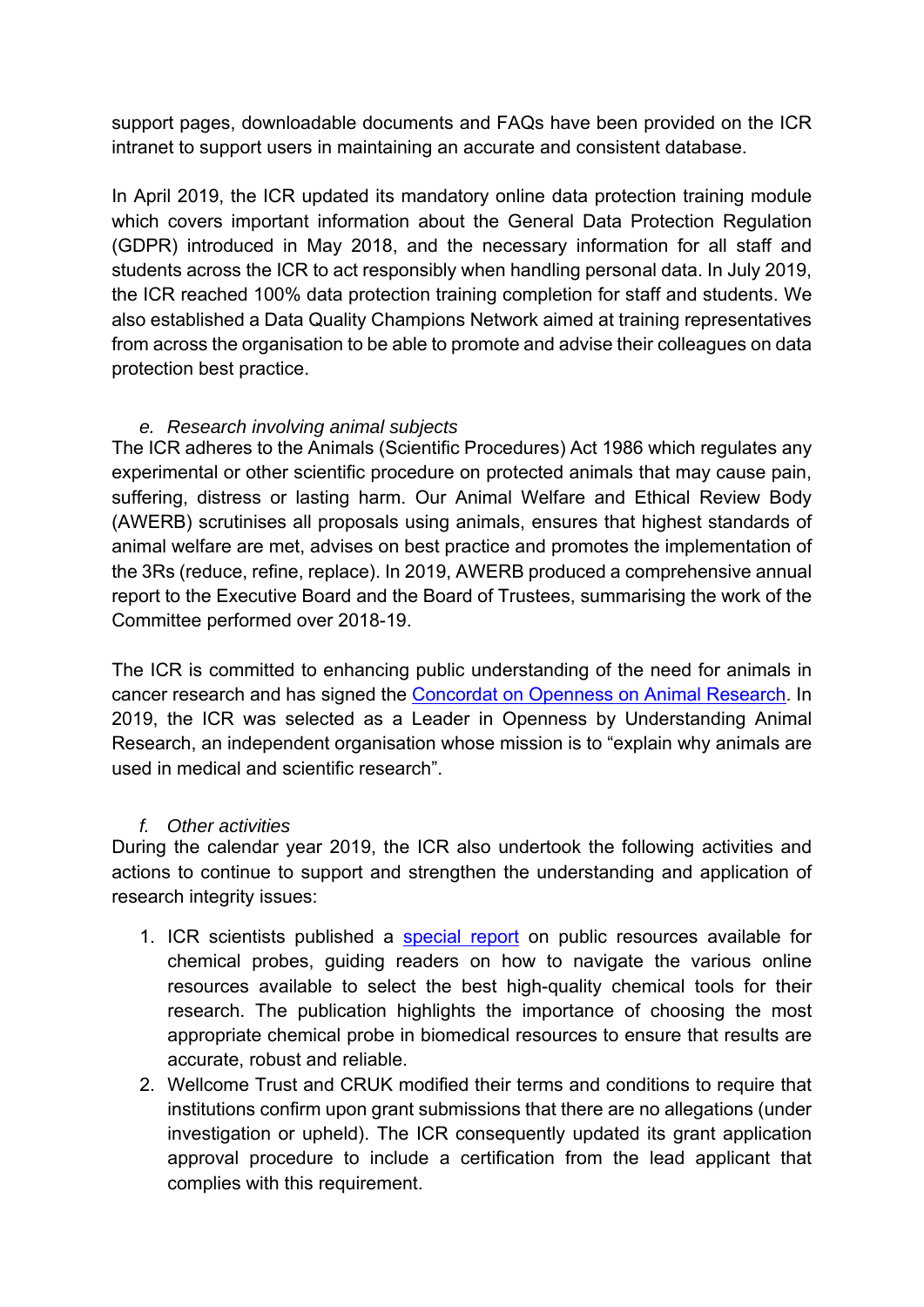support pages, downloadable documents and FAQs have been provided on the ICR intranet to support users in maintaining an accurate and consistent database.

In April 2019, the ICR updated its mandatory online data protection training module which covers important information about the General Data Protection Regulation (GDPR) introduced in May 2018, and the necessary information for all staff and students across the ICR to act responsibly when handling personal data. In July 2019, the ICR reached 100% data protection training completion for staff and students. We also established a Data Quality Champions Network aimed at training representatives from across the organisation to be able to promote and advise their colleagues on data protection best practice.

*e. Research involving animal subjects*

The ICR adheres to the Animals (Scientific Procedures) Act 1986 which regulates any experimental or other scientific procedure on protected animals that may cause pain, suffering, distress or lasting harm. Our Animal Welfare and Ethical Review Body (AWERB) scrutinises all proposals using animals, ensures that highest standards of animal welfare are met, advises on best practice and promotes the implementation of the 3Rs (reduce, refine, replace). In 2019, AWERB produced a comprehensive annual report to the Executive Board and the Board of Trustees, summarising the work of the Committee performed over 2018-19.

The ICR is committed to enhancing public understanding of the need for animals in cancer research and has signed the Concordat on Openness on Animal Research. In 2019, the ICR was selected as a Leader in Openness by Understanding Animal Research, an independent organisation whose mission is to "explain why animals are used in medical and scientific research".

*f. Other activities*

During the calendar year 2019, the ICR also undertook the following activities and actions to continue to support and strengthen the understanding and application of research integrity issues:

1. ICR scientists published a special report on public resources available for chemical probes, guiding readers on how to navigate the various online resources available to select the best high-quality chemical tools for their research. The publication highlights the importance of choosing the most appropriate chemical probe in biomedical resources to ensure that results are accurate, robust and reliable.
2. Wellcome Trust and CRUK modified their terms and conditions to require that institutions confirm upon grant submissions that there are no allegations (under investigation or upheld). The ICR consequently updated its grant application approval procedure to include a certification from the lead applicant that complies with this requirement.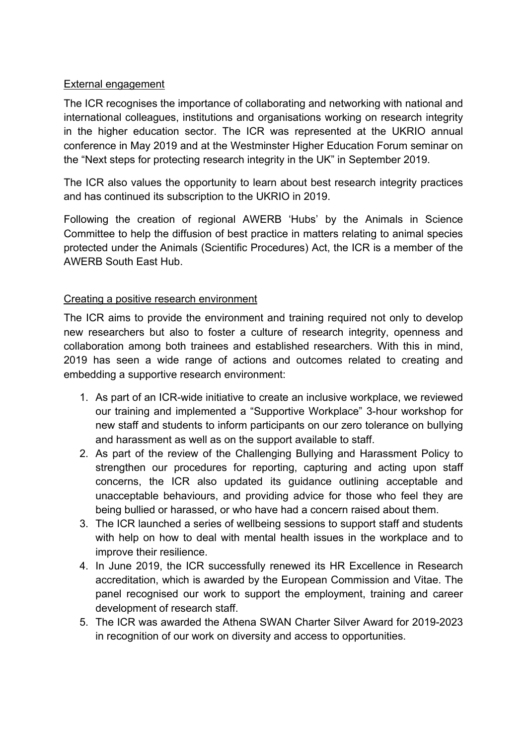External engagement

The ICR recognises the importance of collaborating and networking with national and international colleagues, institutions and organisations working on research integrity in the higher education sector. The ICR was represented at the UKRIO annual conference in May 2019 and at the Westminster Higher Education Forum seminar on the "Next steps for protecting research integrity in the UK" in September 2019.

The ICR also values the opportunity to learn about best research integrity practices and has continued its subscription to the UKRIO in 2019.

Following the creation of regional AWERB 'Hubs' by the Animals in Science Committee to help the diffusion of best practice in matters relating to animal species protected under the Animals (Scientific Procedures) Act, the ICR is a member of the AWERB South East Hub.

Creating a positive research environment

The ICR aims to provide the environment and training required not only to develop new researchers but also to foster a culture of research integrity, openness and collaboration among both trainees and established researchers. With this in mind, 2019 has seen a wide range of actions and outcomes related to creating and embedding a supportive research environment:

1. As part of an ICR-wide initiative to create an inclusive workplace, we reviewed our training and implemented a "Supportive Workplace" 3-hour workshop for new staff and students to inform participants on our zero tolerance on bullying and harassment as well as on the support available to staff.
2. As part of the review of the Challenging Bullying and Harassment Policy to strengthen our procedures for reporting, capturing and acting upon staff concerns, the ICR also updated its guidance outlining acceptable and unacceptable behaviours, and providing advice for those who feel they are being bullied or harassed, or who have had a concern raised about them.
3. The ICR launched a series of wellbeing sessions to support staff and students with help on how to deal with mental health issues in the workplace and to improve their resilience.
4. In June 2019, the ICR successfully renewed its HR Excellence in Research accreditation, which is awarded by the European Commission and Vitae. The panel recognised our work to support the employment, training and career development of research staff.
5. The ICR was awarded the Athena SWAN Charter Silver Award for 2019-2023 in recognition of our work on diversity and access to opportunities.